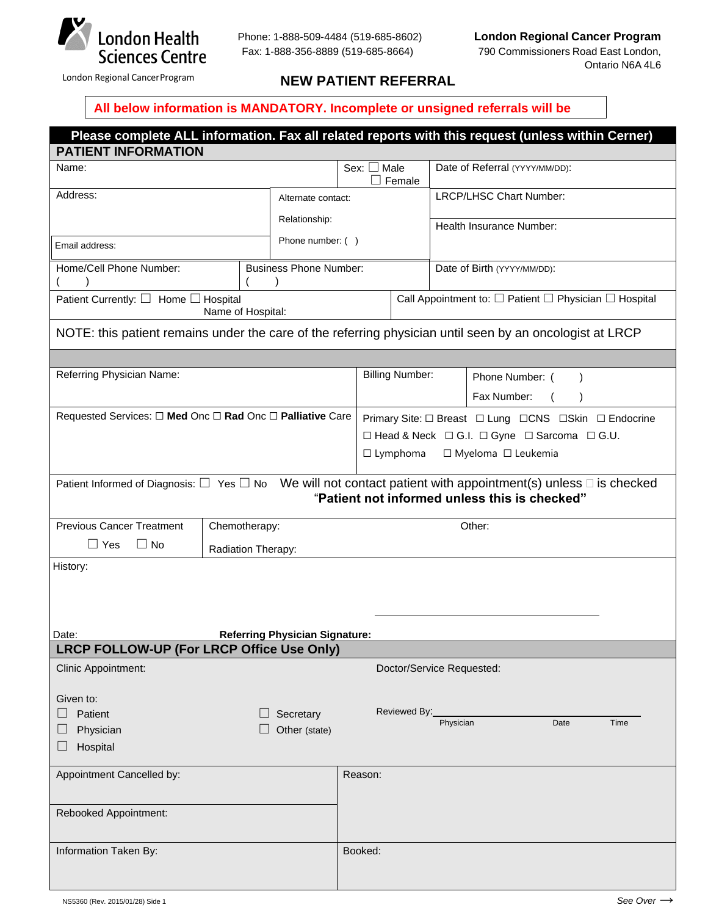London Health Sciences Centre

London Regional Cancer Program

Phone: 1-888-509-4484 (519-685-8602)
Fax: 1-888-356-8889 (519-685-8664)

**London Regional Cancer Program**
790 Commissioners Road East London,
Ontario N6A 4L6

# NEW PATIENT REFERRAL

**All below information is MANDATORY. Incomplete or unsigned referrals will be**

**Please complete ALL information. Fax all related reports with this request (unless within Cerner)**

## PATIENT INFORMATION

| Name: | | Sex: ☐ Male ☐ Female | Date of Referral (YYYY/MM/DD): |
|---|---|---|---|
| Address: | Alternate contact: Relationship: Phone number: ( ) | | LRCP/LHSC Chart Number: |
| Email address: | | | Health Insurance Number: |
| Home/Cell Phone Number: ( ) | Business Phone Number: ( ) | | Date of Birth (YYYY/MM/DD): |
| Patient Currently: ☐ Home ☐ Hospital Name of Hospital: | | Call Appointment to: ☐ Patient ☐ Physician ☐ Hospital | |

NOTE: this patient remains under the care of the referring physician until seen by an oncologist at LRCP

| Referring Physician Name: | Billing Number: | Phone Number: ( ) Fax Number: ( ) |
|---|---|---|
| Requested Services: ☐ **Med** Onc ☐ **Rad** Onc ☐ **Palliative** Care | Primary Site: ☐ Breast ☐ Lung ☐CNS ☐Skin ☐ Endocrine ☐ Head & Neck ☐ G.I. ☐ Gyne ☐ Sarcoma ☐ G.U. ☐ Lymphoma ☐ Myeloma ☐ Leukemia | |

Patient Informed of Diagnosis: ☐ Yes ☐ No   We will not contact patient with appointment(s) unless ☐ is checked
"**Patient not informed unless this is checked**"

| Previous Cancer Treatment ☐ Yes ☐ No | Chemotherapy: Radiation Therapy: | Other: |
|---|---|---|

History:

Date: &nbsp;&nbsp;&nbsp;&nbsp; **Referring Physician Signature:** ______________________

## LRCP FOLLOW-UP (For LRCP Office Use Only)

Clinic Appointment:

Doctor/Service Requested:

Given to:
- ☐ Patient
- ☐ Physician
- ☐ Hospital
- ☐ Secretary
- ☐ Other (state)

Reviewed By: ______________________
Physician &nbsp;&nbsp;&nbsp; Date &nbsp;&nbsp;&nbsp; Time

| Appointment Cancelled by: | Reason: |
|---|---|
| Rebooked Appointment: | |
| Information Taken By: | Booked: |

NS5360 (Rev. 2015/01/28) Side 1

*See Over* ⟶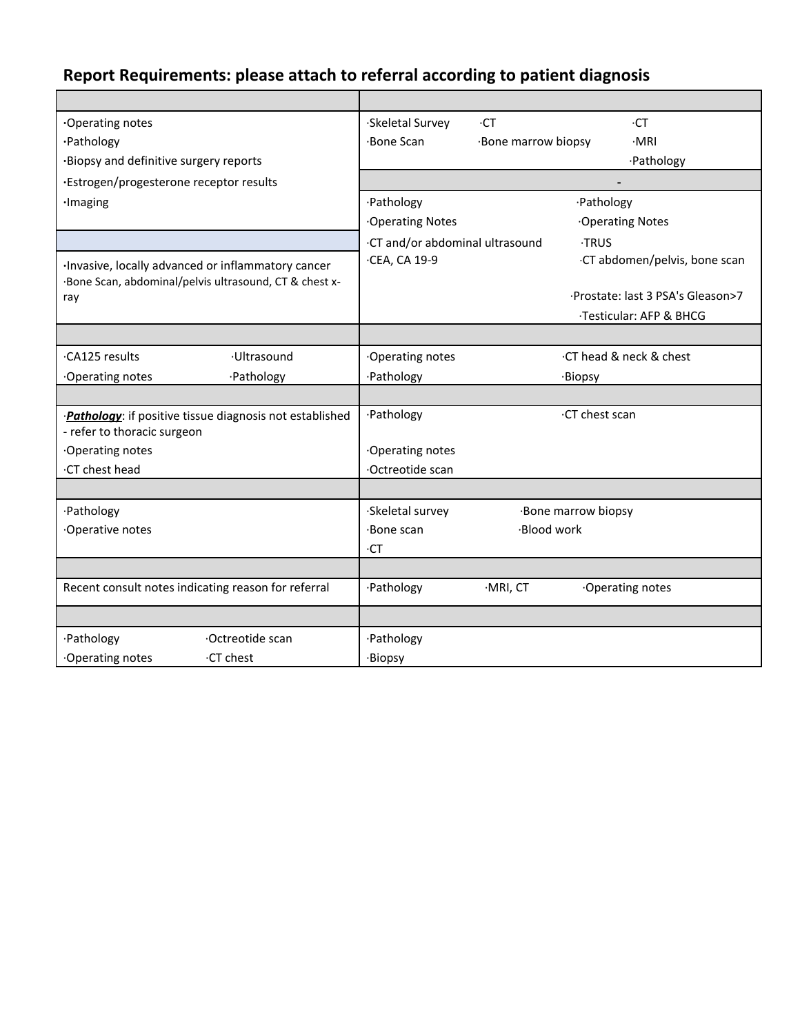## Report Requirements: please attach to referral according to patient diagnosis

| | |
|---|---|
| ·Operating notes<br>·Pathology<br>·Biopsy and definitive surgery reports<br>·Estrogen/progesterone receptor results<br>·Imaging | ·Skeletal Survey ·CT ·CT<br>·Bone Scan ·Bone marrow biopsy ·MRI<br>·Pathology |
| | - |
| | ·Pathology ·Pathology<br>·Operating Notes ·Operating Notes<br>·CT and/or abdominal ultrasound ·TRUS<br>·CEA, CA 19-9 ·CT abdomen/pelvis, bone scan<br>·Prostate: last 3 PSA's Gleason>7<br>·Testicular: AFP & BHCG |
| ·Invasive, locally advanced or inflammatory cancer<br>·Bone Scan, abdominal/pelvis ultrasound, CT & chest x-ray | |
| | |
| ·CA125 results ·Ultrasound<br>·Operating notes ·Pathology | ·Operating notes ·CT head & neck & chest<br>·Pathology ·Biopsy |
| | |
| ·***Pathology***: if positive tissue diagnosis not established - refer to thoracic surgeon<br>·Operating notes<br>·CT chest head | ·Pathology ·CT chest scan<br>·Operating notes<br>·Octreotide scan |
| | |
| ·Pathology<br>·Operative notes | ·Skeletal survey ·Bone marrow biopsy<br>·Bone scan ·Blood work<br>·CT |
| | |
| Recent consult notes indicating reason for referral | ·Pathology ·MRI, CT ·Operating notes |
| | |
| ·Pathology ·Octreotide scan<br>·Operating notes ·CT chest | ·Pathology<br>·Biopsy |